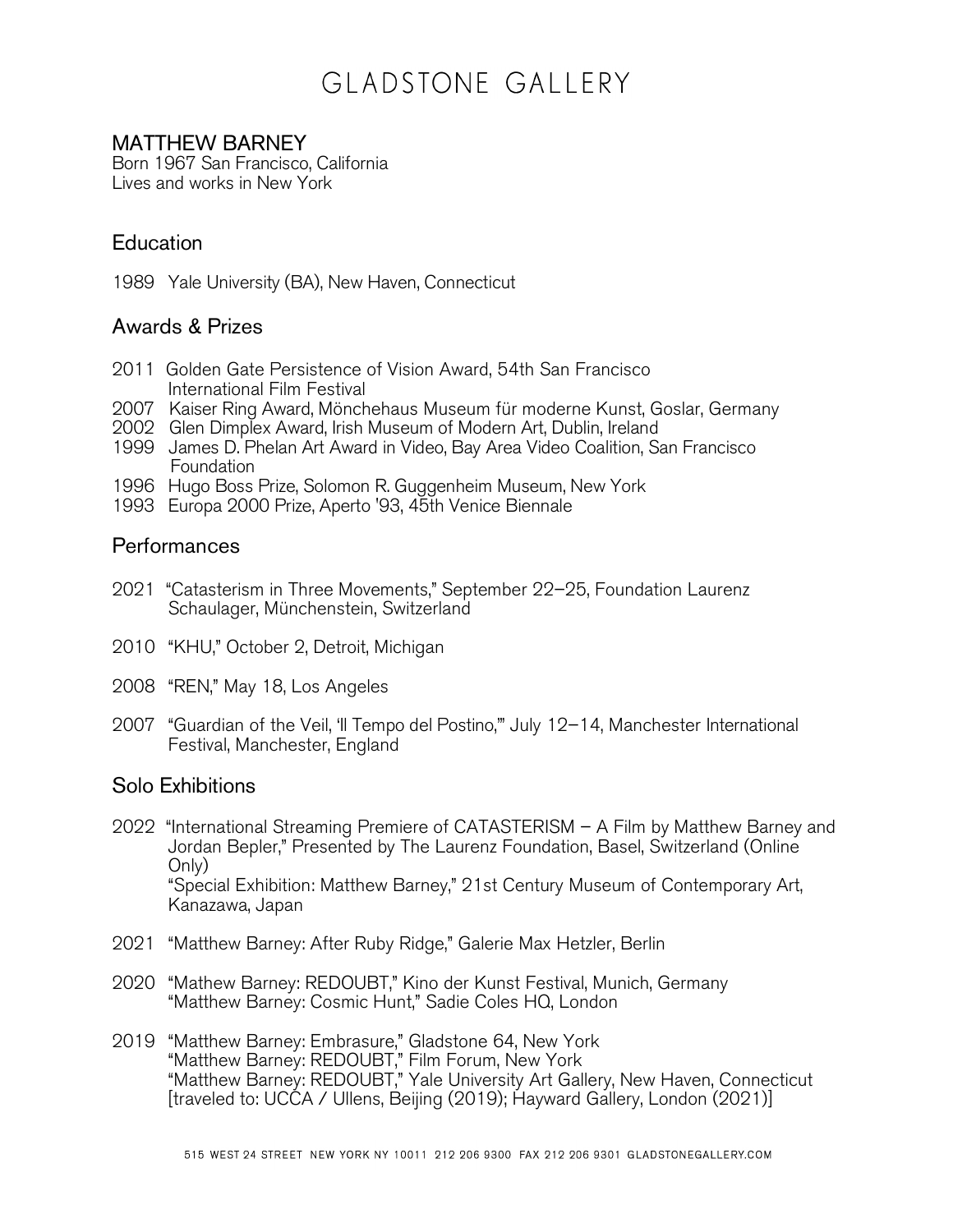# GLADSTONE GALLERY

## MATTHEW BARNEY

Born 1967 San Francisco, California
Lives and works in New York

### Education

1989 Yale University (BA), New Haven, Connecticut

### Awards & Prizes

2011 Golden Gate Persistence of Vision Award, 54th San Francisco International Film Festival
2007 Kaiser Ring Award, Mönchehaus Museum für moderne Kunst, Goslar, Germany
2002 Glen Dimplex Award, Irish Museum of Modern Art, Dublin, Ireland
1999 James D. Phelan Art Award in Video, Bay Area Video Coalition, San Francisco Foundation
1996 Hugo Boss Prize, Solomon R. Guggenheim Museum, New York
1993 Europa 2000 Prize, Aperto '93, 45th Venice Biennale

### Performances

2021 "Catasterism in Three Movements," September 22–25, Foundation Laurenz Schaulager, Münchenstein, Switzerland

2010 "KHU," October 2, Detroit, Michigan

2008 "REN," May 18, Los Angeles

2007 "Guardian of the Veil, 'Il Tempo del Postino,'" July 12–14, Manchester International Festival, Manchester, England

### Solo Exhibitions

2022 "International Streaming Premiere of CATASTERISM – A Film by Matthew Barney and Jordan Bepler," Presented by The Laurenz Foundation, Basel, Switzerland (Online Only)
"Special Exhibition: Matthew Barney," 21st Century Museum of Contemporary Art, Kanazawa, Japan

2021 "Matthew Barney: After Ruby Ridge," Galerie Max Hetzler, Berlin

2020 "Mathew Barney: REDOUBT," Kino der Kunst Festival, Munich, Germany
"Matthew Barney: Cosmic Hunt," Sadie Coles HQ, London

2019 "Matthew Barney: Embrasure," Gladstone 64, New York
"Matthew Barney: REDOUBT," Film Forum, New York
"Matthew Barney: REDOUBT," Yale University Art Gallery, New Haven, Connecticut [traveled to: UCCA / Ullens, Beijing (2019); Hayward Gallery, London (2021)]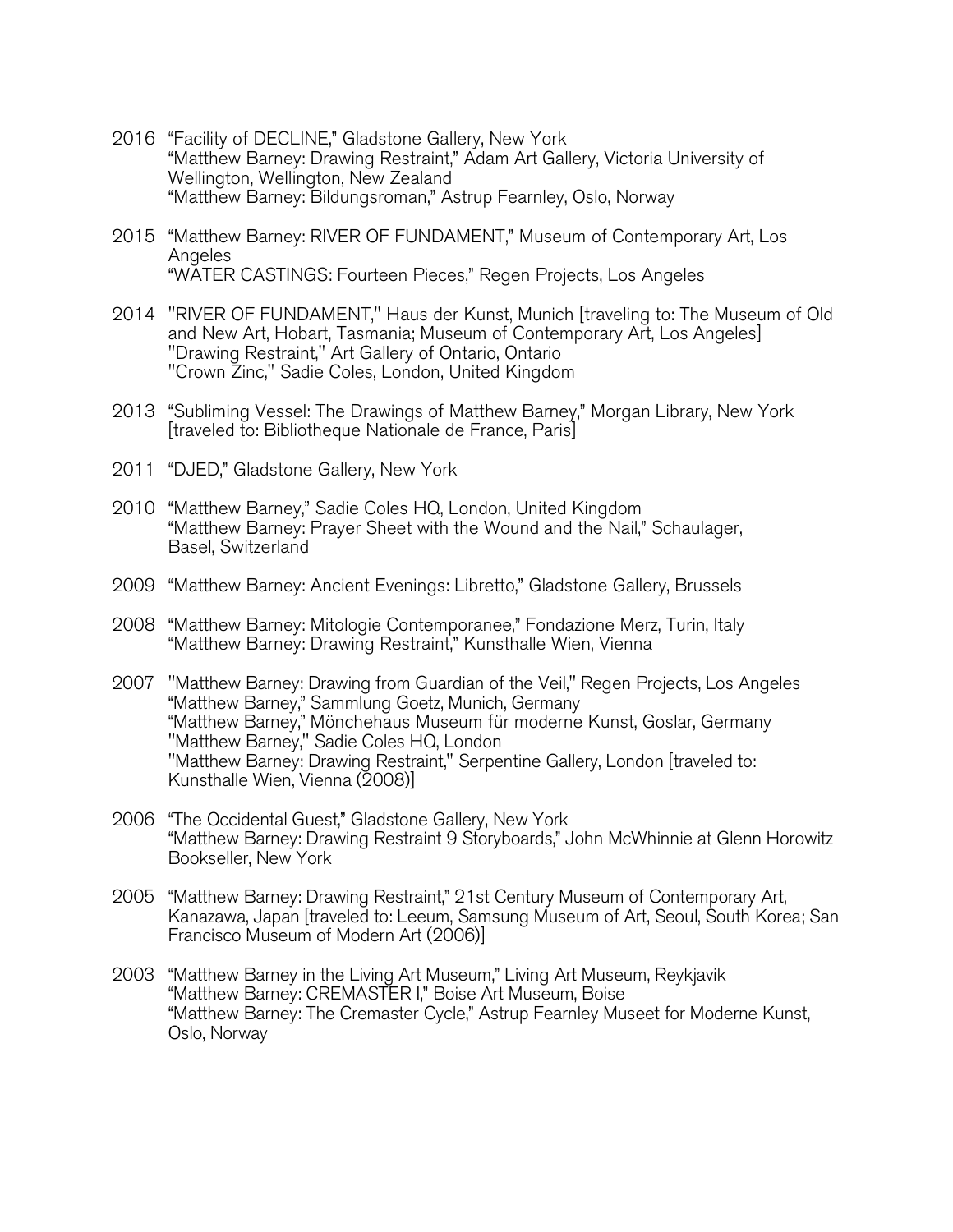2016 "Facility of DECLINE," Gladstone Gallery, New York
"Matthew Barney: Drawing Restraint," Adam Art Gallery, Victoria University of Wellington, Wellington, New Zealand
"Matthew Barney: Bildungsroman," Astrup Fearnley, Oslo, Norway

2015 "Matthew Barney: RIVER OF FUNDAMENT," Museum of Contemporary Art, Los Angeles
"WATER CASTINGS: Fourteen Pieces," Regen Projects, Los Angeles

2014 "RIVER OF FUNDAMENT," Haus der Kunst, Munich [traveling to: The Museum of Old and New Art, Hobart, Tasmania; Museum of Contemporary Art, Los Angeles]
"Drawing Restraint," Art Gallery of Ontario, Ontario
"Crown Zinc," Sadie Coles, London, United Kingdom

2013 "Subliming Vessel: The Drawings of Matthew Barney," Morgan Library, New York [traveled to: Bibliotheque Nationale de France, Paris]

2011 "DJED," Gladstone Gallery, New York

2010 "Matthew Barney," Sadie Coles HQ, London, United Kingdom
"Matthew Barney: Prayer Sheet with the Wound and the Nail," Schaulager, Basel, Switzerland

2009 "Matthew Barney: Ancient Evenings: Libretto," Gladstone Gallery, Brussels

2008 "Matthew Barney: Mitologie Contemporanee," Fondazione Merz, Turin, Italy
"Matthew Barney: Drawing Restraint," Kunsthalle Wien, Vienna

2007 "Matthew Barney: Drawing from Guardian of the Veil," Regen Projects, Los Angeles
"Matthew Barney," Sammlung Goetz, Munich, Germany
"Matthew Barney," Mönchehaus Museum für moderne Kunst, Goslar, Germany
"Matthew Barney," Sadie Coles HQ, London
"Matthew Barney: Drawing Restraint," Serpentine Gallery, London [traveled to: Kunsthalle Wien, Vienna (2008)]

2006 "The Occidental Guest," Gladstone Gallery, New York
"Matthew Barney: Drawing Restraint 9 Storyboards," John McWhinnie at Glenn Horowitz Bookseller, New York

2005 "Matthew Barney: Drawing Restraint," 21st Century Museum of Contemporary Art, Kanazawa, Japan [traveled to: Leeum, Samsung Museum of Art, Seoul, South Korea; San Francisco Museum of Modern Art (2006)]

2003 "Matthew Barney in the Living Art Museum," Living Art Museum, Reykjavik
"Matthew Barney: CREMASTER I," Boise Art Museum, Boise
"Matthew Barney: The Cremaster Cycle," Astrup Fearnley Museet for Moderne Kunst, Oslo, Norway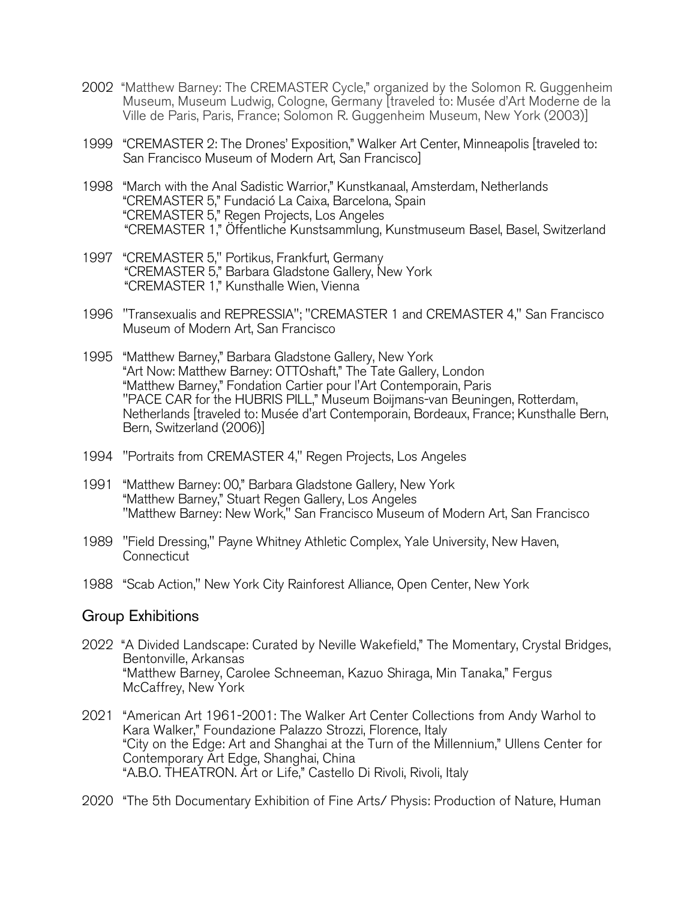2002 "Matthew Barney: The CREMASTER Cycle," organized by the Solomon R. Guggenheim Museum, Museum Ludwig, Cologne, Germany [traveled to: Musée d'Art Moderne de la Ville de Paris, Paris, France; Solomon R. Guggenheim Museum, New York (2003)]

1999 "CREMASTER 2: The Drones' Exposition," Walker Art Center, Minneapolis [traveled to: San Francisco Museum of Modern Art, San Francisco]

1998 "March with the Anal Sadistic Warrior," Kunstkanaal, Amsterdam, Netherlands
"CREMASTER 5," Fundació La Caixa, Barcelona, Spain
"CREMASTER 5," Regen Projects, Los Angeles
"CREMASTER 1," Öffentliche Kunstsammlung, Kunstmuseum Basel, Basel, Switzerland

1997 "CREMASTER 5," Portikus, Frankfurt, Germany
"CREMASTER 5," Barbara Gladstone Gallery, New York
"CREMASTER 1," Kunsthalle Wien, Vienna

1996 "Transexualis and REPRESSIA"; "CREMASTER 1 and CREMASTER 4," San Francisco Museum of Modern Art, San Francisco

1995 "Matthew Barney," Barbara Gladstone Gallery, New York
"Art Now: Matthew Barney: OTTOshaft," The Tate Gallery, London
"Matthew Barney," Fondation Cartier pour l'Art Contemporain, Paris
"PACE CAR for the HUBRIS PILL," Museum Boijmans-van Beuningen, Rotterdam, Netherlands [traveled to: Musée d'art Contemporain, Bordeaux, France; Kunsthalle Bern, Bern, Switzerland (2006)]

1994 "Portraits from CREMASTER 4," Regen Projects, Los Angeles

1991 "Matthew Barney: 00," Barbara Gladstone Gallery, New York
"Matthew Barney," Stuart Regen Gallery, Los Angeles
"Matthew Barney: New Work," San Francisco Museum of Modern Art, San Francisco

1989 "Field Dressing," Payne Whitney Athletic Complex, Yale University, New Haven, Connecticut

1988 "Scab Action," New York City Rainforest Alliance, Open Center, New York

## Group Exhibitions

2022 "A Divided Landscape: Curated by Neville Wakefield," The Momentary, Crystal Bridges, Bentonville, Arkansas
"Matthew Barney, Carolee Schneeman, Kazuo Shiraga, Min Tanaka," Fergus McCaffrey, New York

2021 "American Art 1961-2001: The Walker Art Center Collections from Andy Warhol to Kara Walker," Foundazione Palazzo Strozzi, Florence, Italy
"City on the Edge: Art and Shanghai at the Turn of the Millennium," Ullens Center for Contemporary Art Edge, Shanghai, China
"A.B.O. THEATRON. Art or Life," Castello Di Rivoli, Rivoli, Italy

2020 "The 5th Documentary Exhibition of Fine Arts/ Physis: Production of Nature, Human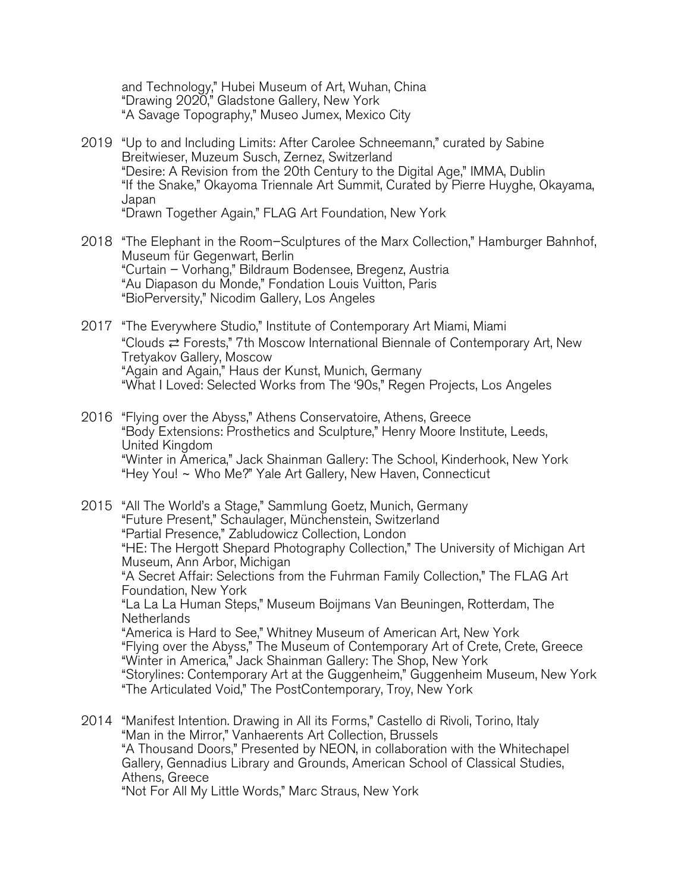and Technology," Hubei Museum of Art, Wuhan, China
"Drawing 2020," Gladstone Gallery, New York
"A Savage Topography," Museo Jumex, Mexico City

2019 "Up to and Including Limits: After Carolee Schneemann," curated by Sabine Breitwieser, Muzeum Susch, Zernez, Switzerland
"Desire: A Revision from the 20th Century to the Digital Age," IMMA, Dublin
"If the Snake," Okayoma Triennale Art Summit, Curated by Pierre Huyghe, Okayama, Japan
"Drawn Together Again," FLAG Art Foundation, New York

2018 "The Elephant in the Room–Sculptures of the Marx Collection," Hamburger Bahnhof, Museum für Gegenwart, Berlin
"Curtain – Vorhang," Bildraum Bodensee, Bregenz, Austria
"Au Diapason du Monde," Fondation Louis Vuitton, Paris
"BioPerversity," Nicodim Gallery, Los Angeles

2017 "The Everywhere Studio," Institute of Contemporary Art Miami, Miami
"Clouds ⇄ Forests," 7th Moscow International Biennale of Contemporary Art, New Tretyakov Gallery, Moscow
"Again and Again," Haus der Kunst, Munich, Germany
"What I Loved: Selected Works from The '90s," Regen Projects, Los Angeles

2016 "Flying over the Abyss," Athens Conservatoire, Athens, Greece
"Body Extensions: Prosthetics and Sculpture," Henry Moore Institute, Leeds, United Kingdom
"Winter in America," Jack Shainman Gallery: The School, Kinderhook, New York
"Hey You! ~ Who Me?" Yale Art Gallery, New Haven, Connecticut

2015 "All The World's a Stage," Sammlung Goetz, Munich, Germany
"Future Present," Schaulager, Münchenstein, Switzerland
"Partial Presence," Zabludowicz Collection, London
"HE: The Hergott Shepard Photography Collection," The University of Michigan Art Museum, Ann Arbor, Michigan
"A Secret Affair: Selections from the Fuhrman Family Collection," The FLAG Art Foundation, New York
"La La La Human Steps," Museum Boijmans Van Beuningen, Rotterdam, The Netherlands
"America is Hard to See," Whitney Museum of American Art, New York
"Flying over the Abyss," The Museum of Contemporary Art of Crete, Crete, Greece
"Winter in America," Jack Shainman Gallery: The Shop, New York
"Storylines: Contemporary Art at the Guggenheim," Guggenheim Museum, New York
"The Articulated Void," The PostContemporary, Troy, New York

2014 "Manifest Intention. Drawing in All its Forms," Castello di Rivoli, Torino, Italy
"Man in the Mirror," Vanhaerents Art Collection, Brussels
"A Thousand Doors," Presented by NEON, in collaboration with the Whitechapel Gallery, Gennadius Library and Grounds, American School of Classical Studies, Athens, Greece
"Not For All My Little Words," Marc Straus, New York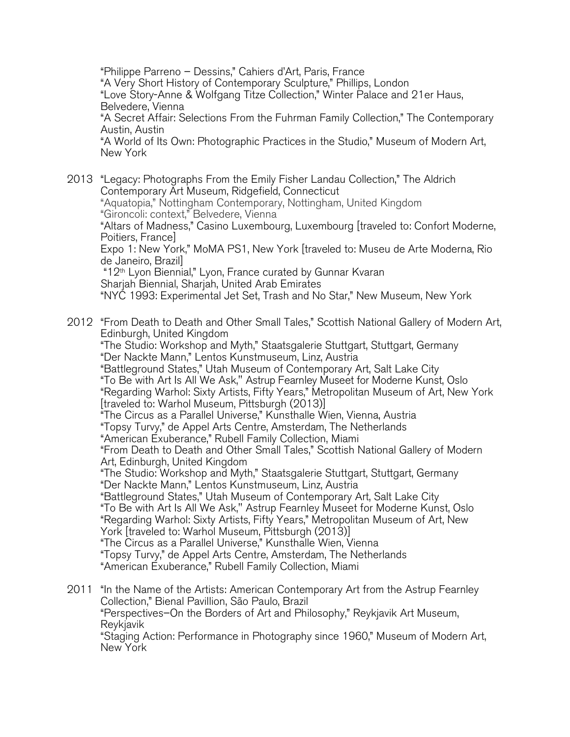"Philippe Parreno – Dessins," Cahiers d'Art, Paris, France
"A Very Short History of Contemporary Sculpture," Phillips, London
"Love Story-Anne & Wolfgang Titze Collection," Winter Palace and 21er Haus, Belvedere, Vienna
"A Secret Affair: Selections From the Fuhrman Family Collection," The Contemporary Austin, Austin
"A World of Its Own: Photographic Practices in the Studio," Museum of Modern Art, New York

2013 "Legacy: Photographs From the Emily Fisher Landau Collection," The Aldrich Contemporary Art Museum, Ridgefield, Connecticut
"Aquatopia," Nottingham Contemporary, Nottingham, United Kingdom
"Gironcoli: context," Belvedere, Vienna
"Altars of Madness," Casino Luxembourg, Luxembourg [traveled to: Confort Moderne, Poitiers, France]
Expo 1: New York," MoMA PS1, New York [traveled to: Museu de Arte Moderna, Rio de Janeiro, Brazil]
"12th Lyon Biennial," Lyon, France curated by Gunnar Kvaran
Sharjah Biennial, Sharjah, United Arab Emirates
"NYC 1993: Experimental Jet Set, Trash and No Star," New Museum, New York

2012 "From Death to Death and Other Small Tales," Scottish National Gallery of Modern Art, Edinburgh, United Kingdom
"The Studio: Workshop and Myth," Staatsgalerie Stuttgart, Stuttgart, Germany
"Der Nackte Mann," Lentos Kunstmuseum, Linz, Austria
"Battleground States," Utah Museum of Contemporary Art, Salt Lake City
"To Be with Art Is All We Ask," Astrup Fearnley Museet for Moderne Kunst, Oslo
"Regarding Warhol: Sixty Artists, Fifty Years," Metropolitan Museum of Art, New York [traveled to: Warhol Museum, Pittsburgh (2013)]
"The Circus as a Parallel Universe," Kunsthalle Wien, Vienna, Austria
"Topsy Turvy," de Appel Arts Centre, Amsterdam, The Netherlands
"American Exuberance," Rubell Family Collection, Miami
"From Death to Death and Other Small Tales," Scottish National Gallery of Modern Art, Edinburgh, United Kingdom
"The Studio: Workshop and Myth," Staatsgalerie Stuttgart, Stuttgart, Germany
"Der Nackte Mann," Lentos Kunstmuseum, Linz, Austria
"Battleground States," Utah Museum of Contemporary Art, Salt Lake City
"To Be with Art Is All We Ask," Astrup Fearnley Museet for Moderne Kunst, Oslo
"Regarding Warhol: Sixty Artists, Fifty Years," Metropolitan Museum of Art, New York [traveled to: Warhol Museum, Pittsburgh (2013)]
"The Circus as a Parallel Universe," Kunsthalle Wien, Vienna
"Topsy Turvy," de Appel Arts Centre, Amsterdam, The Netherlands
"American Exuberance," Rubell Family Collection, Miami

2011 "In the Name of the Artists: American Contemporary Art from the Astrup Fearnley Collection," Bienal Pavillion, São Paulo, Brazil
"Perspectives–On the Borders of Art and Philosophy," Reykjavik Art Museum, Reykjavik
"Staging Action: Performance in Photography since 1960," Museum of Modern Art, New York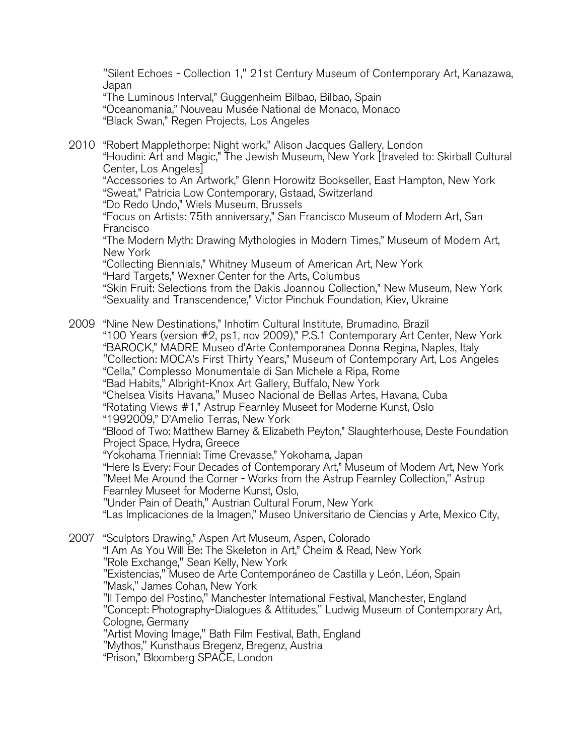"Silent Echoes - Collection 1," 21st Century Museum of Contemporary Art, Kanazawa, Japan
"The Luminous Interval," Guggenheim Bilbao, Bilbao, Spain
"Oceanomania," Nouveau Musée National de Monaco, Monaco
"Black Swan," Regen Projects, Los Angeles

2010 "Robert Mapplethorpe: Night work," Alison Jacques Gallery, London
"Houdini: Art and Magic," The Jewish Museum, New York [traveled to: Skirball Cultural Center, Los Angeles]
"Accessories to An Artwork," Glenn Horowitz Bookseller, East Hampton, New York
"Sweat," Patricia Low Contemporary, Gstaad, Switzerland
"Do Redo Undo," Wiels Museum, Brussels
"Focus on Artists: 75th anniversary," San Francisco Museum of Modern Art, San Francisco
"The Modern Myth: Drawing Mythologies in Modern Times," Museum of Modern Art, New York
"Collecting Biennials," Whitney Museum of American Art, New York
"Hard Targets," Wexner Center for the Arts, Columbus
"Skin Fruit: Selections from the Dakis Joannou Collection," New Museum, New York
"Sexuality and Transcendence," Victor Pinchuk Foundation, Kiev, Ukraine

2009 "Nine New Destinations," Inhotim Cultural Institute, Brumadino, Brazil
"100 Years (version #2, ps1, nov 2009)," P.S.1 Contemporary Art Center, New York
"BAROCK," MADRE Museo d'Arte Contemporanea Donna Regina, Naples, Italy
"Collection: MOCA's First Thirty Years," Museum of Contemporary Art, Los Angeles
"Cella," Complesso Monumentale di San Michele a Ripa, Rome
"Bad Habits," Albright-Knox Art Gallery, Buffalo, New York
"Chelsea Visits Havana," Museo Nacional de Bellas Artes, Havana, Cuba
"Rotating Views #1," Astrup Fearnley Museet for Moderne Kunst, Oslo
"1992009," D'Amelio Terras, New York
"Blood of Two: Matthew Barney & Elizabeth Peyton," Slaughterhouse, Deste Foundation Project Space, Hydra, Greece
"Yokohama Triennial: Time Crevasse," Yokohama, Japan
"Here Is Every: Four Decades of Contemporary Art," Museum of Modern Art, New York
"Meet Me Around the Corner - Works from the Astrup Fearnley Collection," Astrup Fearnley Museet for Moderne Kunst, Oslo,
"Under Pain of Death," Austrian Cultural Forum, New York
"Las Implicaciones de la Imagen," Museo Universitario de Ciencias y Arte, Mexico City,

2007 "Sculptors Drawing," Aspen Art Museum, Aspen, Colorado
"I Am As You Will Be: The Skeleton in Art," Cheim & Read, New York
"Role Exchange," Sean Kelly, New York
"Existencias," Museo de Arte Contemporáneo de Castilla y León, Léon, Spain
"Mask," James Cohan, New York
"Il Tempo del Postino," Manchester International Festival, Manchester, England
"Concept: Photography-Dialogues & Attitudes," Ludwig Museum of Contemporary Art, Cologne, Germany
"Artist Moving Image," Bath Film Festival, Bath, England
"Mythos," Kunsthaus Bregenz, Bregenz, Austria
"Prison," Bloomberg SPACE, London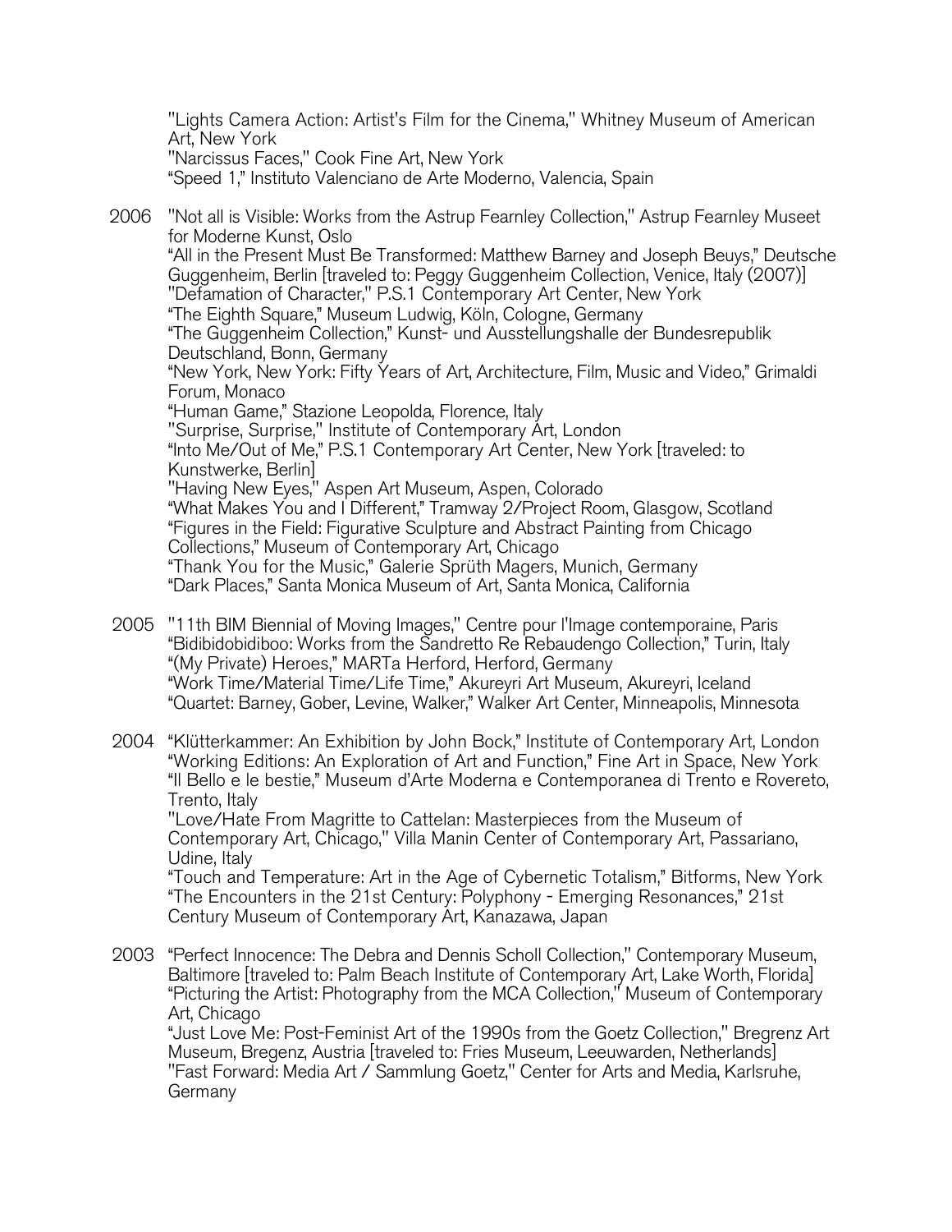"Lights Camera Action: Artist's Film for the Cinema," Whitney Museum of American Art, New York
"Narcissus Faces," Cook Fine Art, New York
"Speed 1," Instituto Valenciano de Arte Moderno, Valencia, Spain

2006 "Not all is Visible: Works from the Astrup Fearnley Collection," Astrup Fearnley Museet for Moderne Kunst, Oslo
"All in the Present Must Be Transformed: Matthew Barney and Joseph Beuys," Deutsche Guggenheim, Berlin [traveled to: Peggy Guggenheim Collection, Venice, Italy (2007)]
"Defamation of Character," P.S.1 Contemporary Art Center, New York
"The Eighth Square," Museum Ludwig, Köln, Cologne, Germany
"The Guggenheim Collection," Kunst- und Ausstellungshalle der Bundesrepublik Deutschland, Bonn, Germany
"New York, New York: Fifty Years of Art, Architecture, Film, Music and Video," Grimaldi Forum, Monaco
"Human Game," Stazione Leopolda, Florence, Italy
"Surprise, Surprise," Institute of Contemporary Art, London
"Into Me/Out of Me," P.S.1 Contemporary Art Center, New York [traveled: to Kunstwerke, Berlin]
"Having New Eyes," Aspen Art Museum, Aspen, Colorado
"What Makes You and I Different," Tramway 2/Project Room, Glasgow, Scotland
"Figures in the Field: Figurative Sculpture and Abstract Painting from Chicago Collections," Museum of Contemporary Art, Chicago
"Thank You for the Music," Galerie Sprüth Magers, Munich, Germany
"Dark Places," Santa Monica Museum of Art, Santa Monica, California

2005 "11th BIM Biennial of Moving Images," Centre pour l'Image contemporaine, Paris
"Bidibidobidiboo: Works from the Sandretto Re Rebaudengo Collection," Turin, Italy
"(My Private) Heroes," MARTa Herford, Herford, Germany
"Work Time/Material Time/Life Time," Akureyri Art Museum, Akureyri, Iceland
"Quartet: Barney, Gober, Levine, Walker," Walker Art Center, Minneapolis, Minnesota

2004 "Klütterkammer: An Exhibition by John Bock," Institute of Contemporary Art, London
"Working Editions: An Exploration of Art and Function," Fine Art in Space, New York
"Il Bello e le bestie," Museum d'Arte Moderna e Contemporanea di Trento e Rovereto, Trento, Italy
"Love/Hate From Magritte to Cattelan: Masterpieces from the Museum of Contemporary Art, Chicago," Villa Manin Center of Contemporary Art, Passariano, Udine, Italy
"Touch and Temperature: Art in the Age of Cybernetic Totalism," Bitforms, New York
"The Encounters in the 21st Century: Polyphony - Emerging Resonances," 21st Century Museum of Contemporary Art, Kanazawa, Japan

2003 "Perfect Innocence: The Debra and Dennis Scholl Collection," Contemporary Museum, Baltimore [traveled to: Palm Beach Institute of Contemporary Art, Lake Worth, Florida]
"Picturing the Artist: Photography from the MCA Collection," Museum of Contemporary Art, Chicago
"Just Love Me: Post-Feminist Art of the 1990s from the Goetz Collection," Bregrenz Art Museum, Bregenz, Austria [traveled to: Fries Museum, Leeuwarden, Netherlands]
"Fast Forward: Media Art / Sammlung Goetz," Center for Arts and Media, Karlsruhe, Germany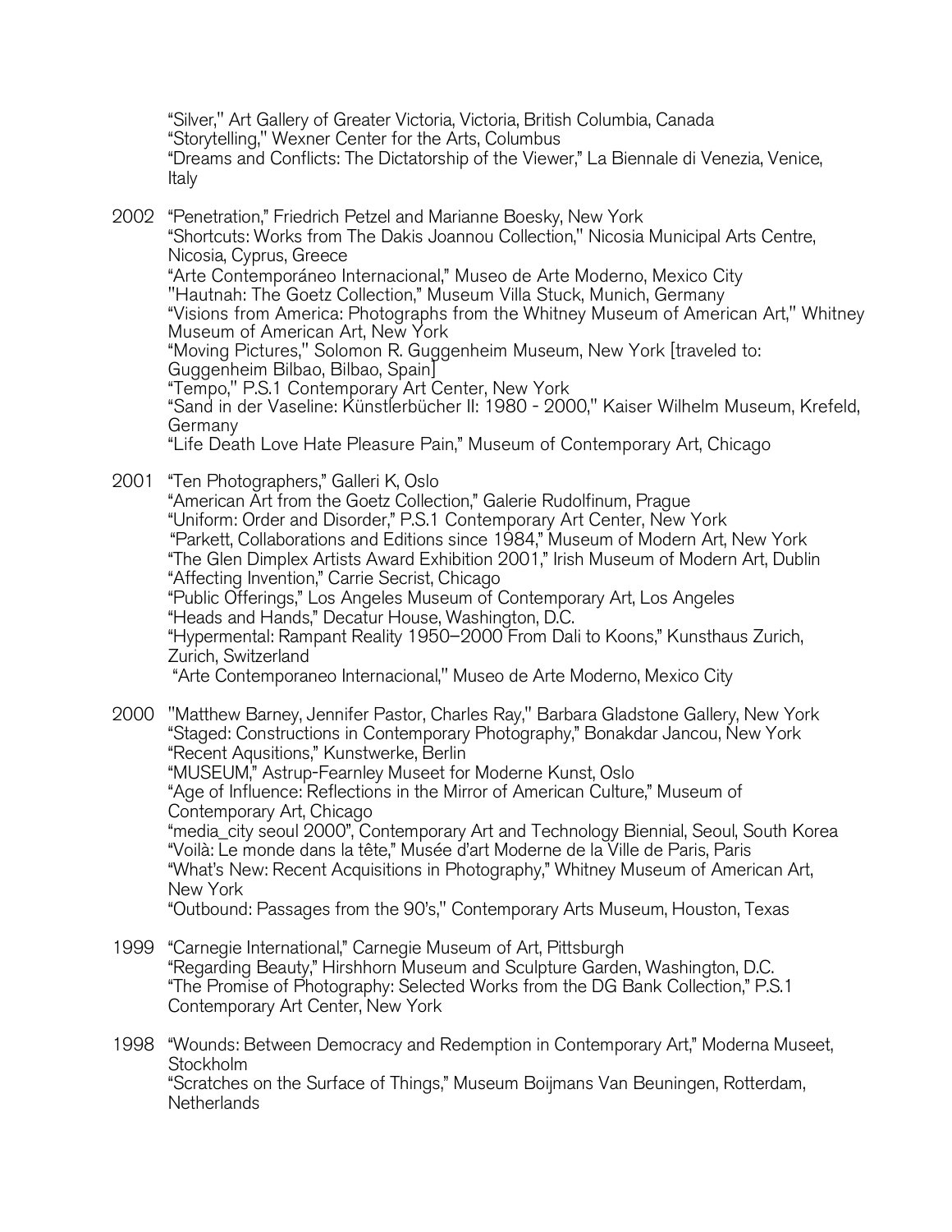"Silver," Art Gallery of Greater Victoria, Victoria, British Columbia, Canada
"Storytelling," Wexner Center for the Arts, Columbus
"Dreams and Conflicts: The Dictatorship of the Viewer," La Biennale di Venezia, Venice, Italy

2002 "Penetration," Friedrich Petzel and Marianne Boesky, New York
"Shortcuts: Works from The Dakis Joannou Collection," Nicosia Municipal Arts Centre, Nicosia, Cyprus, Greece
"Arte Contemporáneo Internacional," Museo de Arte Moderno, Mexico City
"Hautnah: The Goetz Collection," Museum Villa Stuck, Munich, Germany
"Visions from America: Photographs from the Whitney Museum of American Art," Whitney Museum of American Art, New York
"Moving Pictures," Solomon R. Guggenheim Museum, New York [traveled to: Guggenheim Bilbao, Bilbao, Spain]
"Tempo," P.S.1 Contemporary Art Center, New York
"Sand in der Vaseline: Künstlerbücher II: 1980 - 2000," Kaiser Wilhelm Museum, Krefeld, Germany
"Life Death Love Hate Pleasure Pain," Museum of Contemporary Art, Chicago

2001 "Ten Photographers," Galleri K, Oslo
"American Art from the Goetz Collection," Galerie Rudolfinum, Prague
"Uniform: Order and Disorder," P.S.1 Contemporary Art Center, New York
"Parkett, Collaborations and Editions since 1984," Museum of Modern Art, New York
"The Glen Dimplex Artists Award Exhibition 2001," Irish Museum of Modern Art, Dublin
"Affecting Invention," Carrie Secrist, Chicago
"Public Offerings," Los Angeles Museum of Contemporary Art, Los Angeles
"Heads and Hands," Decatur House, Washington, D.C.
"Hypermental: Rampant Reality 1950–2000 From Dali to Koons," Kunsthaus Zurich, Zurich, Switzerland
"Arte Contemporaneo Internacional," Museo de Arte Moderno, Mexico City

2000 "Matthew Barney, Jennifer Pastor, Charles Ray," Barbara Gladstone Gallery, New York
"Staged: Constructions in Contemporary Photography," Bonakdar Jancou, New York
"Recent Aqusitions," Kunstwerke, Berlin
"MUSEUM," Astrup-Fearnley Museet for Moderne Kunst, Oslo
"Age of Influence: Reflections in the Mirror of American Culture," Museum of Contemporary Art, Chicago
"media_city seoul 2000", Contemporary Art and Technology Biennial, Seoul, South Korea
"Voilà: Le monde dans la tête," Musée d'art Moderne de la Ville de Paris, Paris
"What's New: Recent Acquisitions in Photography," Whitney Museum of American Art, New York
"Outbound: Passages from the 90's," Contemporary Arts Museum, Houston, Texas

1999 "Carnegie International," Carnegie Museum of Art, Pittsburgh
"Regarding Beauty," Hirshhorn Museum and Sculpture Garden, Washington, D.C.
"The Promise of Photography: Selected Works from the DG Bank Collection," P.S.1 Contemporary Art Center, New York

1998 "Wounds: Between Democracy and Redemption in Contemporary Art," Moderna Museet, Stockholm
"Scratches on the Surface of Things," Museum Boijmans Van Beuningen, Rotterdam, Netherlands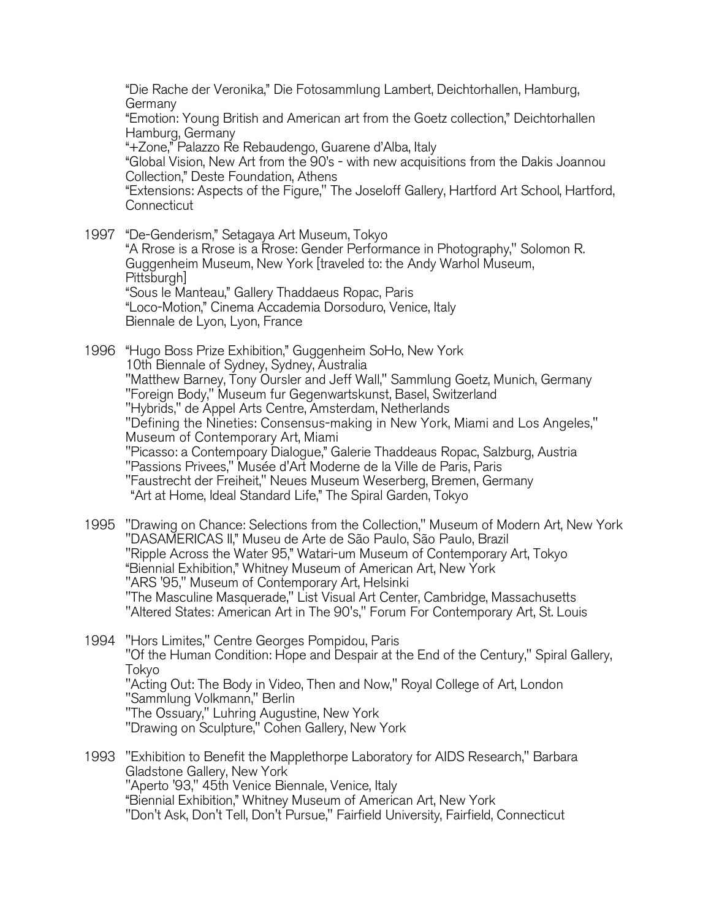"Die Rache der Veronika," Die Fotosammlung Lambert, Deichtorhallen, Hamburg, Germany
"Emotion: Young British and American art from the Goetz collection," Deichtorhallen Hamburg, Germany
"+Zone," Palazzo Re Rebaudengo, Guarene d'Alba, Italy
"Global Vision, New Art from the 90's - with new acquisitions from the Dakis Joannou Collection," Deste Foundation, Athens
"Extensions: Aspects of the Figure," The Joseloff Gallery, Hartford Art School, Hartford, Connecticut

1997 "De-Genderism," Setagaya Art Museum, Tokyo
"A Rrose is a Rrose is a Rrose: Gender Performance in Photography," Solomon R. Guggenheim Museum, New York [traveled to: the Andy Warhol Museum, Pittsburgh]
"Sous le Manteau," Gallery Thaddaeus Ropac, Paris
"Loco-Motion," Cinema Accademia Dorsoduro, Venice, Italy
Biennale de Lyon, Lyon, France

1996 "Hugo Boss Prize Exhibition," Guggenheim SoHo, New York
10th Biennale of Sydney, Sydney, Australia
"Matthew Barney, Tony Oursler and Jeff Wall," Sammlung Goetz, Munich, Germany
"Foreign Body," Museum fur Gegenwartskunst, Basel, Switzerland
"Hybrids," de Appel Arts Centre, Amsterdam, Netherlands
"Defining the Nineties: Consensus-making in New York, Miami and Los Angeles," Museum of Contemporary Art, Miami
"Picasso: a Contempoary Dialogue," Galerie Thaddeaus Ropac, Salzburg, Austria
"Passions Privees," Musée d'Art Moderne de la Ville de Paris, Paris
"Faustrecht der Freiheit," Neues Museum Weserberg, Bremen, Germany
"Art at Home, Ideal Standard Life," The Spiral Garden, Tokyo

1995 "Drawing on Chance: Selections from the Collection," Museum of Modern Art, New York
"DASAMERICAS II," Museu de Arte de São Paulo, São Paulo, Brazil
"Ripple Across the Water 95," Watari-um Museum of Contemporary Art, Tokyo
"Biennial Exhibition," Whitney Museum of American Art, New York
"ARS '95," Museum of Contemporary Art, Helsinki
"The Masculine Masquerade," List Visual Art Center, Cambridge, Massachusetts
"Altered States: American Art in The 90's," Forum For Contemporary Art, St. Louis

1994 "Hors Limites," Centre Georges Pompidou, Paris
"Of the Human Condition: Hope and Despair at the End of the Century," Spiral Gallery, Tokyo
"Acting Out: The Body in Video, Then and Now," Royal College of Art, London
"Sammlung Volkmann," Berlin
"The Ossuary," Luhring Augustine, New York
"Drawing on Sculpture," Cohen Gallery, New York

1993 "Exhibition to Benefit the Mapplethorpe Laboratory for AIDS Research," Barbara Gladstone Gallery, New York
"Aperto '93," 45th Venice Biennale, Venice, Italy
"Biennial Exhibition," Whitney Museum of American Art, New York
"Don't Ask, Don't Tell, Don't Pursue," Fairfield University, Fairfield, Connecticut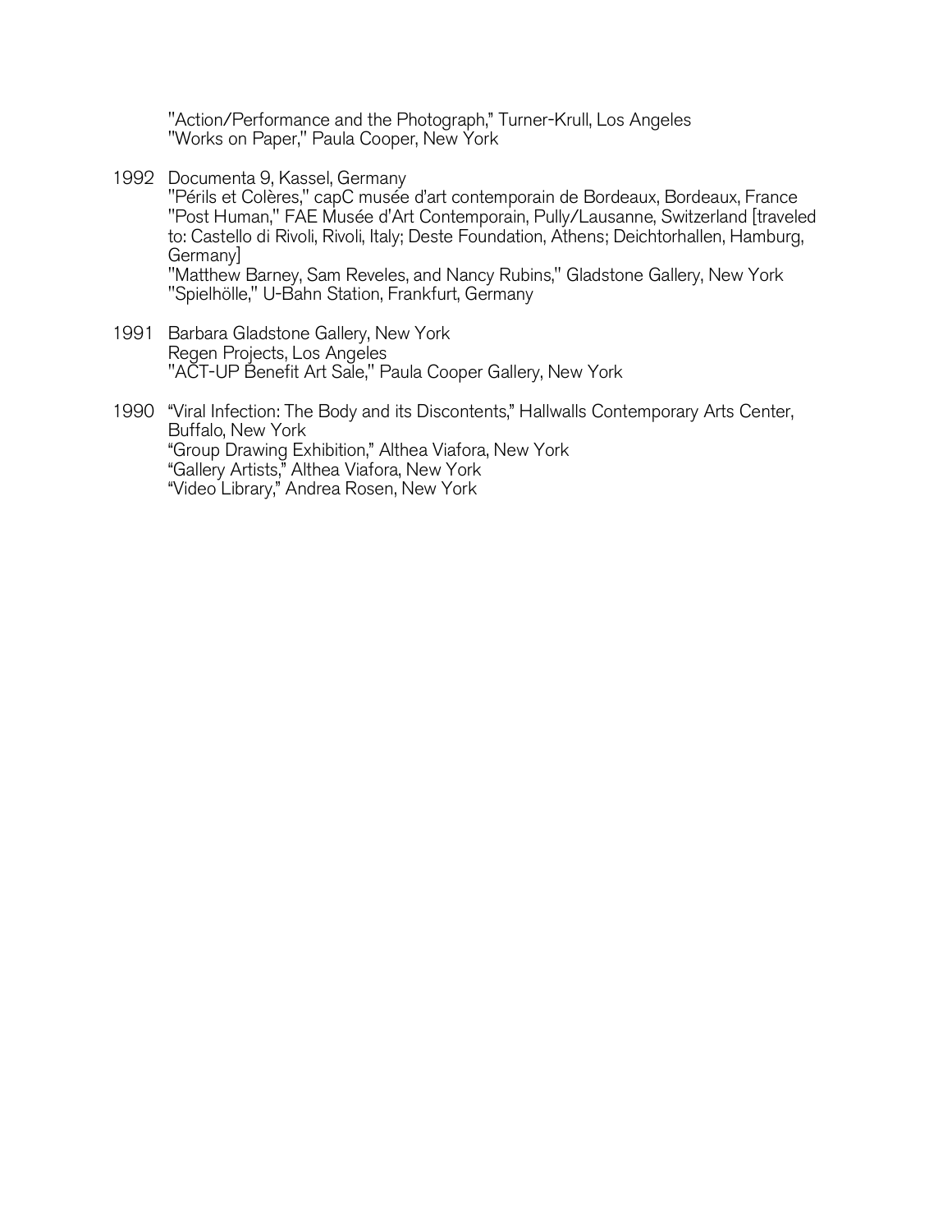"Action/Performance and the Photograph," Turner-Krull, Los Angeles
"Works on Paper," Paula Cooper, New York

1992 Documenta 9, Kassel, Germany
"Périls et Colères," capC musée d'art contemporain de Bordeaux, Bordeaux, France
"Post Human," FAE Musée d'Art Contemporain, Pully/Lausanne, Switzerland [traveled to: Castello di Rivoli, Rivoli, Italy; Deste Foundation, Athens; Deichtorhallen, Hamburg, Germany]
"Matthew Barney, Sam Reveles, and Nancy Rubins," Gladstone Gallery, New York
"Spielhölle," U-Bahn Station, Frankfurt, Germany

1991 Barbara Gladstone Gallery, New York
Regen Projects, Los Angeles
"ACT-UP Benefit Art Sale," Paula Cooper Gallery, New York

1990 "Viral Infection: The Body and its Discontents," Hallwalls Contemporary Arts Center, Buffalo, New York
"Group Drawing Exhibition," Althea Viafora, New York
"Gallery Artists," Althea Viafora, New York
"Video Library," Andrea Rosen, New York